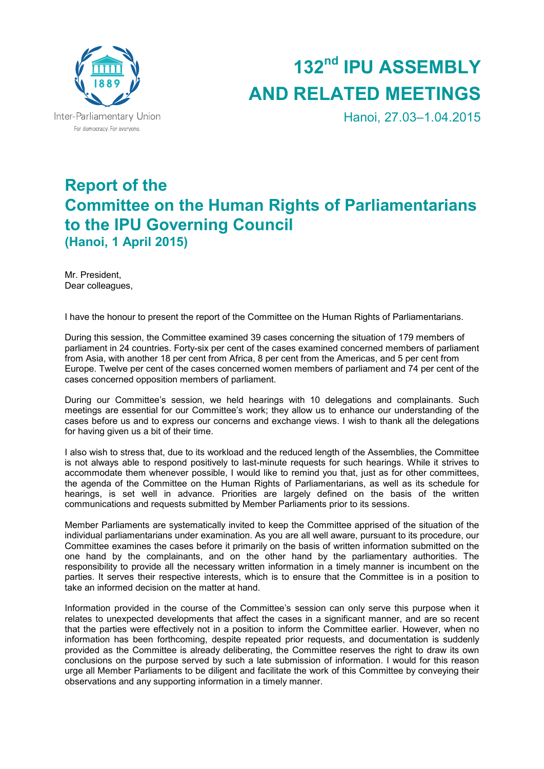Inter-Parliamentary Union

For democracy. For everyone.

# 132nd IPU ASSEMBLY AND RELATED MEETINGS

Hanoi, 27.03–1.04.2015

## Report of the Committee on the Human Rights of Parliamentarians to the IPU Governing Council

### (Hanoi, 1 April 2015)

Mr. President,
Dear colleagues,

I have the honour to present the report of the Committee on the Human Rights of Parliamentarians.

During this session, the Committee examined 39 cases concerning the situation of 179 members of parliament in 24 countries. Forty-six per cent of the cases examined concerned members of parliament from Asia, with another 18 per cent from Africa, 8 per cent from the Americas, and 5 per cent from Europe. Twelve per cent of the cases concerned women members of parliament and 74 per cent of the cases concerned opposition members of parliament.

During our Committee's session, we held hearings with 10 delegations and complainants. Such meetings are essential for our Committee's work; they allow us to enhance our understanding of the cases before us and to express our concerns and exchange views. I wish to thank all the delegations for having given us a bit of their time.

I also wish to stress that, due to its workload and the reduced length of the Assemblies, the Committee is not always able to respond positively to last-minute requests for such hearings. While it strives to accommodate them whenever possible, I would like to remind you that, just as for other committees, the agenda of the Committee on the Human Rights of Parliamentarians, as well as its schedule for hearings, is set well in advance. Priorities are largely defined on the basis of the written communications and requests submitted by Member Parliaments prior to its sessions.

Member Parliaments are systematically invited to keep the Committee apprised of the situation of the individual parliamentarians under examination. As you are all well aware, pursuant to its procedure, our Committee examines the cases before it primarily on the basis of written information submitted on the one hand by the complainants, and on the other hand by the parliamentary authorities. The responsibility to provide all the necessary written information in a timely manner is incumbent on the parties. It serves their respective interests, which is to ensure that the Committee is in a position to take an informed decision on the matter at hand.

Information provided in the course of the Committee's session can only serve this purpose when it relates to unexpected developments that affect the cases in a significant manner, and are so recent that the parties were effectively not in a position to inform the Committee earlier. However, when no information has been forthcoming, despite repeated prior requests, and documentation is suddenly provided as the Committee is already deliberating, the Committee reserves the right to draw its own conclusions on the purpose served by such a late submission of information. I would for this reason urge all Member Parliaments to be diligent and facilitate the work of this Committee by conveying their observations and any supporting information in a timely manner.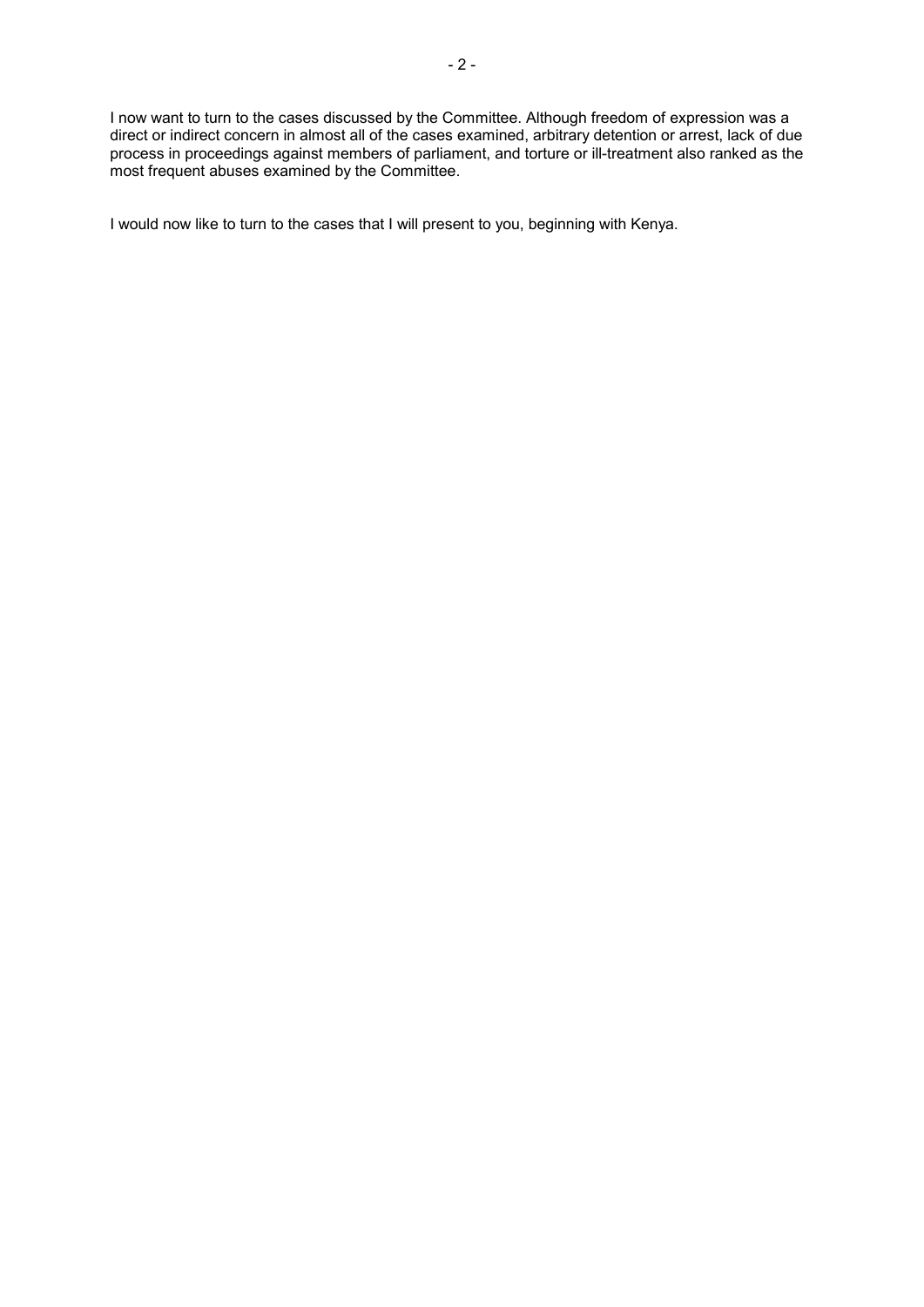I now want to turn to the cases discussed by the Committee. Although freedom of expression was a direct or indirect concern in almost all of the cases examined, arbitrary detention or arrest, lack of due process in proceedings against members of parliament, and torture or ill-treatment also ranked as the most frequent abuses examined by the Committee.

I would now like to turn to the cases that I will present to you, beginning with Kenya.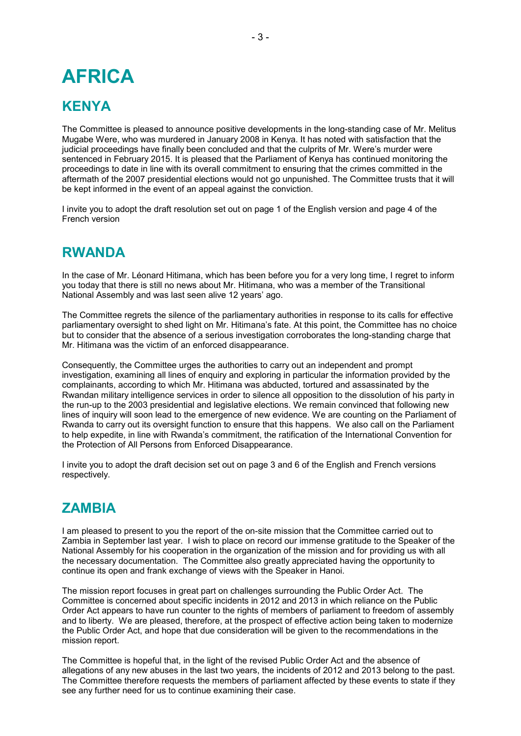# AFRICA

## KENYA

The Committee is pleased to announce positive developments in the long-standing case of Mr. Melitus Mugabe Were, who was murdered in January 2008 in Kenya. It has noted with satisfaction that the judicial proceedings have finally been concluded and that the culprits of Mr. Were's murder were sentenced in February 2015. It is pleased that the Parliament of Kenya has continued monitoring the proceedings to date in line with its overall commitment to ensuring that the crimes committed in the aftermath of the 2007 presidential elections would not go unpunished. The Committee trusts that it will be kept informed in the event of an appeal against the conviction.

I invite you to adopt the draft resolution set out on page 1 of the English version and page 4 of the French version

## RWANDA

In the case of Mr. Léonard Hitimana, which has been before you for a very long time, I regret to inform you today that there is still no news about Mr. Hitimana, who was a member of the Transitional National Assembly and was last seen alive 12 years' ago.

The Committee regrets the silence of the parliamentary authorities in response to its calls for effective parliamentary oversight to shed light on Mr. Hitimana's fate. At this point, the Committee has no choice but to consider that the absence of a serious investigation corroborates the long-standing charge that Mr. Hitimana was the victim of an enforced disappearance.

Consequently, the Committee urges the authorities to carry out an independent and prompt investigation, examining all lines of enquiry and exploring in particular the information provided by the complainants, according to which Mr. Hitimana was abducted, tortured and assassinated by the Rwandan military intelligence services in order to silence all opposition to the dissolution of his party in the run-up to the 2003 presidential and legislative elections. We remain convinced that following new lines of inquiry will soon lead to the emergence of new evidence. We are counting on the Parliament of Rwanda to carry out its oversight function to ensure that this happens. We also call on the Parliament to help expedite, in line with Rwanda's commitment, the ratification of the International Convention for the Protection of All Persons from Enforced Disappearance.

I invite you to adopt the draft decision set out on page 3 and 6 of the English and French versions respectively.

## ZAMBIA

I am pleased to present to you the report of the on-site mission that the Committee carried out to Zambia in September last year. I wish to place on record our immense gratitude to the Speaker of the National Assembly for his cooperation in the organization of the mission and for providing us with all the necessary documentation. The Committee also greatly appreciated having the opportunity to continue its open and frank exchange of views with the Speaker in Hanoi.

The mission report focuses in great part on challenges surrounding the Public Order Act. The Committee is concerned about specific incidents in 2012 and 2013 in which reliance on the Public Order Act appears to have run counter to the rights of members of parliament to freedom of assembly and to liberty. We are pleased, therefore, at the prospect of effective action being taken to modernize the Public Order Act, and hope that due consideration will be given to the recommendations in the mission report.

The Committee is hopeful that, in the light of the revised Public Order Act and the absence of allegations of any new abuses in the last two years, the incidents of 2012 and 2013 belong to the past. The Committee therefore requests the members of parliament affected by these events to state if they see any further need for us to continue examining their case.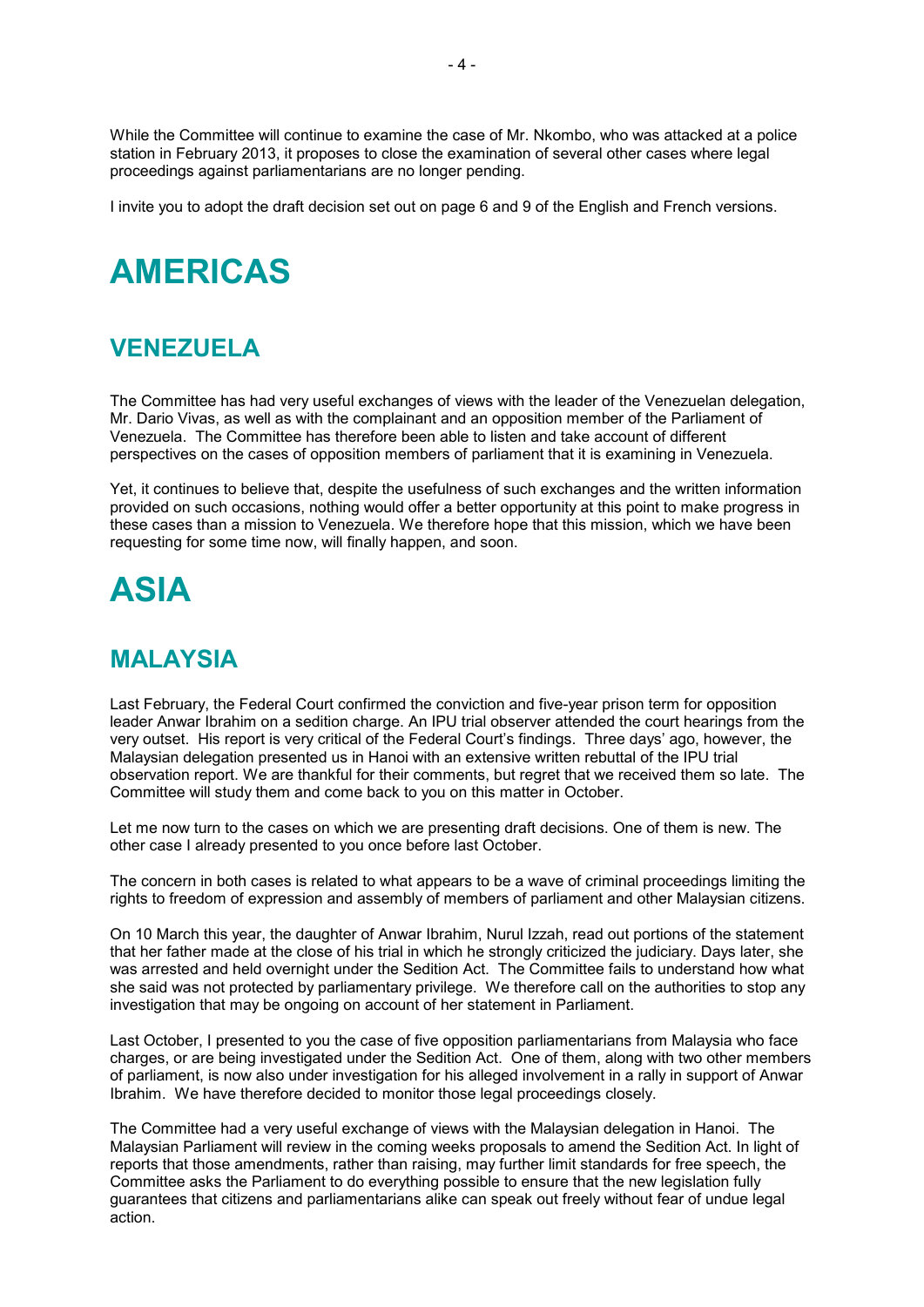While the Committee will continue to examine the case of Mr. Nkombo, who was attacked at a police station in February 2013, it proposes to close the examination of several other cases where legal proceedings against parliamentarians are no longer pending.

I invite you to adopt the draft decision set out on page 6 and 9 of the English and French versions.

# AMERICAS

## VENEZUELA

The Committee has had very useful exchanges of views with the leader of the Venezuelan delegation, Mr. Dario Vivas, as well as with the complainant and an opposition member of the Parliament of Venezuela. The Committee has therefore been able to listen and take account of different perspectives on the cases of opposition members of parliament that it is examining in Venezuela.

Yet, it continues to believe that, despite the usefulness of such exchanges and the written information provided on such occasions, nothing would offer a better opportunity at this point to make progress in these cases than a mission to Venezuela. We therefore hope that this mission, which we have been requesting for some time now, will finally happen, and soon.

# ASIA

## MALAYSIA

Last February, the Federal Court confirmed the conviction and five-year prison term for opposition leader Anwar Ibrahim on a sedition charge. An IPU trial observer attended the court hearings from the very outset. His report is very critical of the Federal Court's findings. Three days' ago, however, the Malaysian delegation presented us in Hanoi with an extensive written rebuttal of the IPU trial observation report. We are thankful for their comments, but regret that we received them so late. The Committee will study them and come back to you on this matter in October.

Let me now turn to the cases on which we are presenting draft decisions. One of them is new. The other case I already presented to you once before last October.

The concern in both cases is related to what appears to be a wave of criminal proceedings limiting the rights to freedom of expression and assembly of members of parliament and other Malaysian citizens.

On 10 March this year, the daughter of Anwar Ibrahim, Nurul Izzah, read out portions of the statement that her father made at the close of his trial in which he strongly criticized the judiciary. Days later, she was arrested and held overnight under the Sedition Act. The Committee fails to understand how what she said was not protected by parliamentary privilege. We therefore call on the authorities to stop any investigation that may be ongoing on account of her statement in Parliament.

Last October, I presented to you the case of five opposition parliamentarians from Malaysia who face charges, or are being investigated under the Sedition Act. One of them, along with two other members of parliament, is now also under investigation for his alleged involvement in a rally in support of Anwar Ibrahim. We have therefore decided to monitor those legal proceedings closely.

The Committee had a very useful exchange of views with the Malaysian delegation in Hanoi. The Malaysian Parliament will review in the coming weeks proposals to amend the Sedition Act. In light of reports that those amendments, rather than raising, may further limit standards for free speech, the Committee asks the Parliament to do everything possible to ensure that the new legislation fully guarantees that citizens and parliamentarians alike can speak out freely without fear of undue legal action.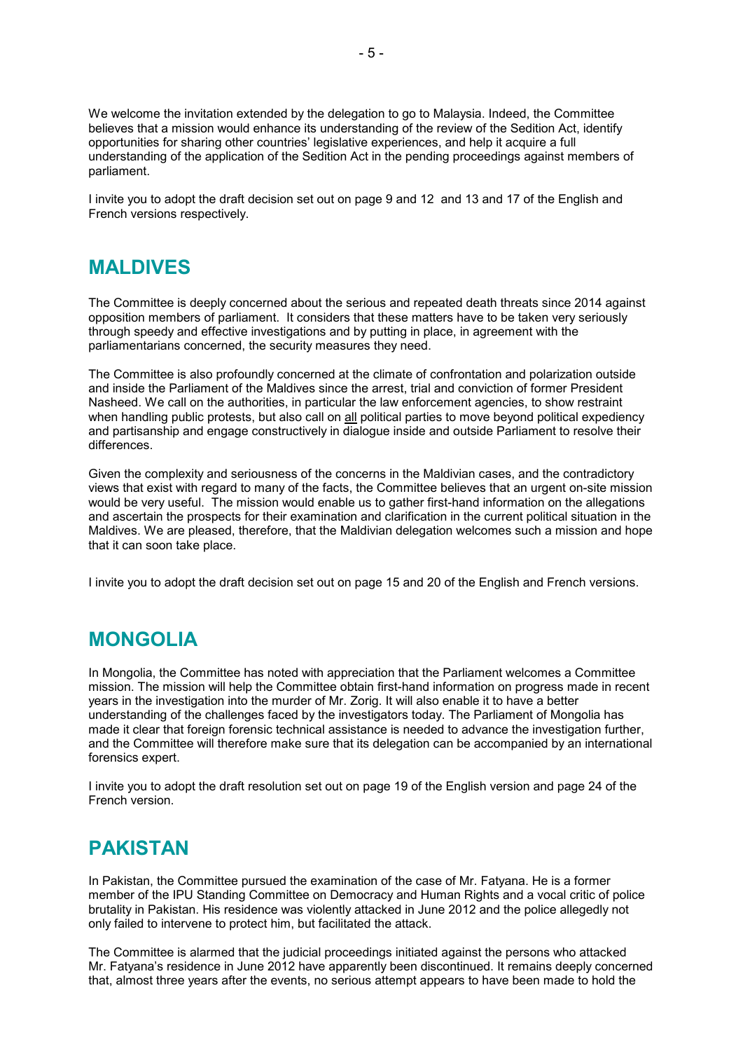We welcome the invitation extended by the delegation to go to Malaysia. Indeed, the Committee believes that a mission would enhance its understanding of the review of the Sedition Act, identify opportunities for sharing other countries' legislative experiences, and help it acquire a full understanding of the application of the Sedition Act in the pending proceedings against members of parliament.

I invite you to adopt the draft decision set out on page 9 and 12 and 13 and 17 of the English and French versions respectively.

## MALDIVES

The Committee is deeply concerned about the serious and repeated death threats since 2014 against opposition members of parliament. It considers that these matters have to be taken very seriously through speedy and effective investigations and by putting in place, in agreement with the parliamentarians concerned, the security measures they need.

The Committee is also profoundly concerned at the climate of confrontation and polarization outside and inside the Parliament of the Maldives since the arrest, trial and conviction of former President Nasheed. We call on the authorities, in particular the law enforcement agencies, to show restraint when handling public protests, but also call on all political parties to move beyond political expediency and partisanship and engage constructively in dialogue inside and outside Parliament to resolve their differences.

Given the complexity and seriousness of the concerns in the Maldivian cases, and the contradictory views that exist with regard to many of the facts, the Committee believes that an urgent on-site mission would be very useful. The mission would enable us to gather first-hand information on the allegations and ascertain the prospects for their examination and clarification in the current political situation in the Maldives. We are pleased, therefore, that the Maldivian delegation welcomes such a mission and hope that it can soon take place.

I invite you to adopt the draft decision set out on page 15 and 20 of the English and French versions.

## MONGOLIA

In Mongolia, the Committee has noted with appreciation that the Parliament welcomes a Committee mission. The mission will help the Committee obtain first-hand information on progress made in recent years in the investigation into the murder of Mr. Zorig. It will also enable it to have a better understanding of the challenges faced by the investigators today. The Parliament of Mongolia has made it clear that foreign forensic technical assistance is needed to advance the investigation further, and the Committee will therefore make sure that its delegation can be accompanied by an international forensics expert.

I invite you to adopt the draft resolution set out on page 19 of the English version and page 24 of the French version.

## PAKISTAN

In Pakistan, the Committee pursued the examination of the case of Mr. Fatyana. He is a former member of the IPU Standing Committee on Democracy and Human Rights and a vocal critic of police brutality in Pakistan. His residence was violently attacked in June 2012 and the police allegedly not only failed to intervene to protect him, but facilitated the attack.

The Committee is alarmed that the judicial proceedings initiated against the persons who attacked Mr. Fatyana's residence in June 2012 have apparently been discontinued. It remains deeply concerned that, almost three years after the events, no serious attempt appears to have been made to hold the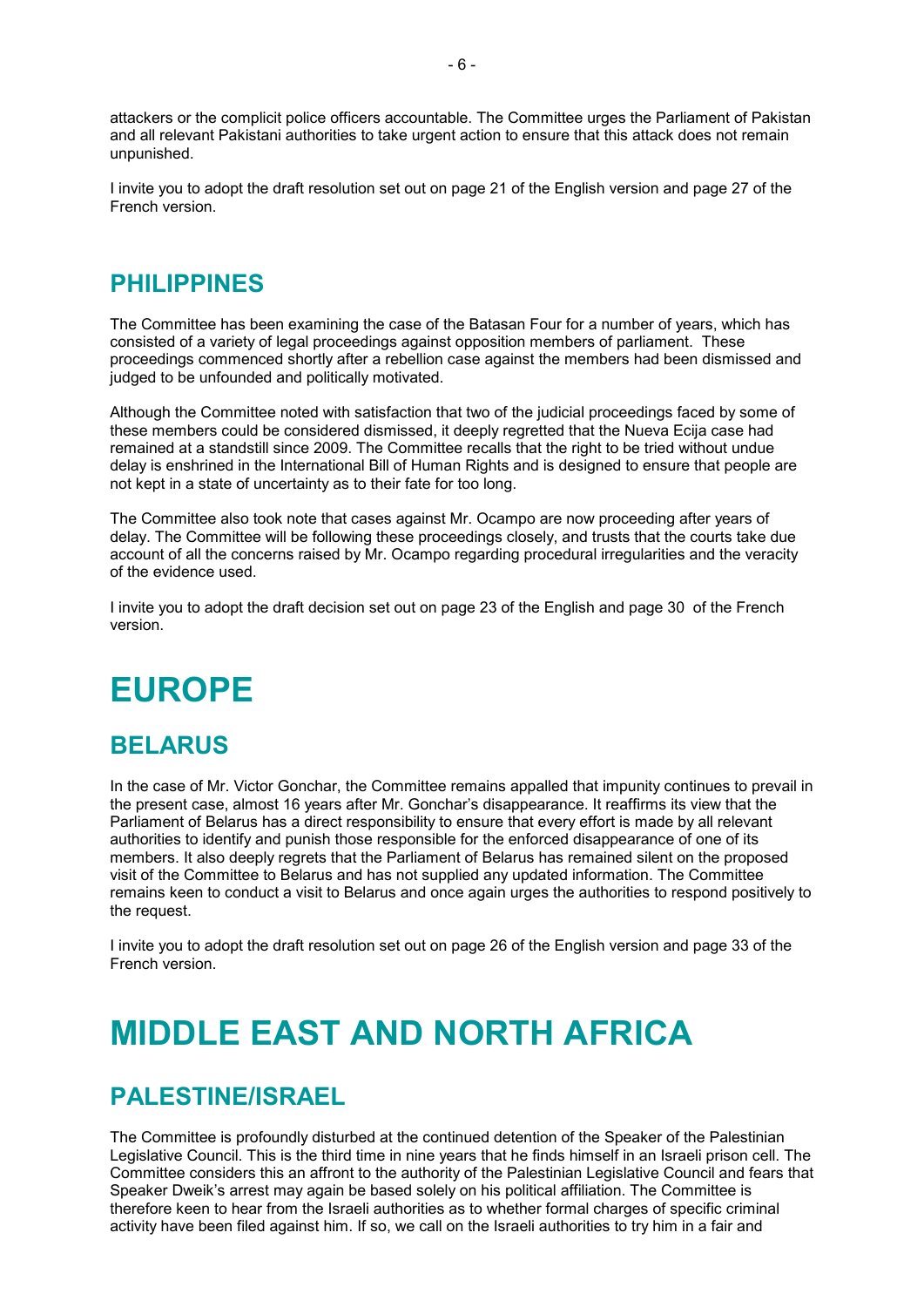attackers or the complicit police officers accountable. The Committee urges the Parliament of Pakistan and all relevant Pakistani authorities to take urgent action to ensure that this attack does not remain unpunished.

I invite you to adopt the draft resolution set out on page 21 of the English version and page 27 of the French version.

## PHILIPPINES

The Committee has been examining the case of the Batasan Four for a number of years, which has consisted of a variety of legal proceedings against opposition members of parliament. These proceedings commenced shortly after a rebellion case against the members had been dismissed and judged to be unfounded and politically motivated.

Although the Committee noted with satisfaction that two of the judicial proceedings faced by some of these members could be considered dismissed, it deeply regretted that the Nueva Ecija case had remained at a standstill since 2009. The Committee recalls that the right to be tried without undue delay is enshrined in the International Bill of Human Rights and is designed to ensure that people are not kept in a state of uncertainty as to their fate for too long.

The Committee also took note that cases against Mr. Ocampo are now proceeding after years of delay. The Committee will be following these proceedings closely, and trusts that the courts take due account of all the concerns raised by Mr. Ocampo regarding procedural irregularities and the veracity of the evidence used.

I invite you to adopt the draft decision set out on page 23 of the English and page 30 of the French version.

# EUROPE

## BELARUS

In the case of Mr. Victor Gonchar, the Committee remains appalled that impunity continues to prevail in the present case, almost 16 years after Mr. Gonchar's disappearance. It reaffirms its view that the Parliament of Belarus has a direct responsibility to ensure that every effort is made by all relevant authorities to identify and punish those responsible for the enforced disappearance of one of its members. It also deeply regrets that the Parliament of Belarus has remained silent on the proposed visit of the Committee to Belarus and has not supplied any updated information. The Committee remains keen to conduct a visit to Belarus and once again urges the authorities to respond positively to the request.

I invite you to adopt the draft resolution set out on page 26 of the English version and page 33 of the French version.

# MIDDLE EAST AND NORTH AFRICA

## PALESTINE/ISRAEL

The Committee is profoundly disturbed at the continued detention of the Speaker of the Palestinian Legislative Council. This is the third time in nine years that he finds himself in an Israeli prison cell. The Committee considers this an affront to the authority of the Palestinian Legislative Council and fears that Speaker Dweik's arrest may again be based solely on his political affiliation. The Committee is therefore keen to hear from the Israeli authorities as to whether formal charges of specific criminal activity have been filed against him. If so, we call on the Israeli authorities to try him in a fair and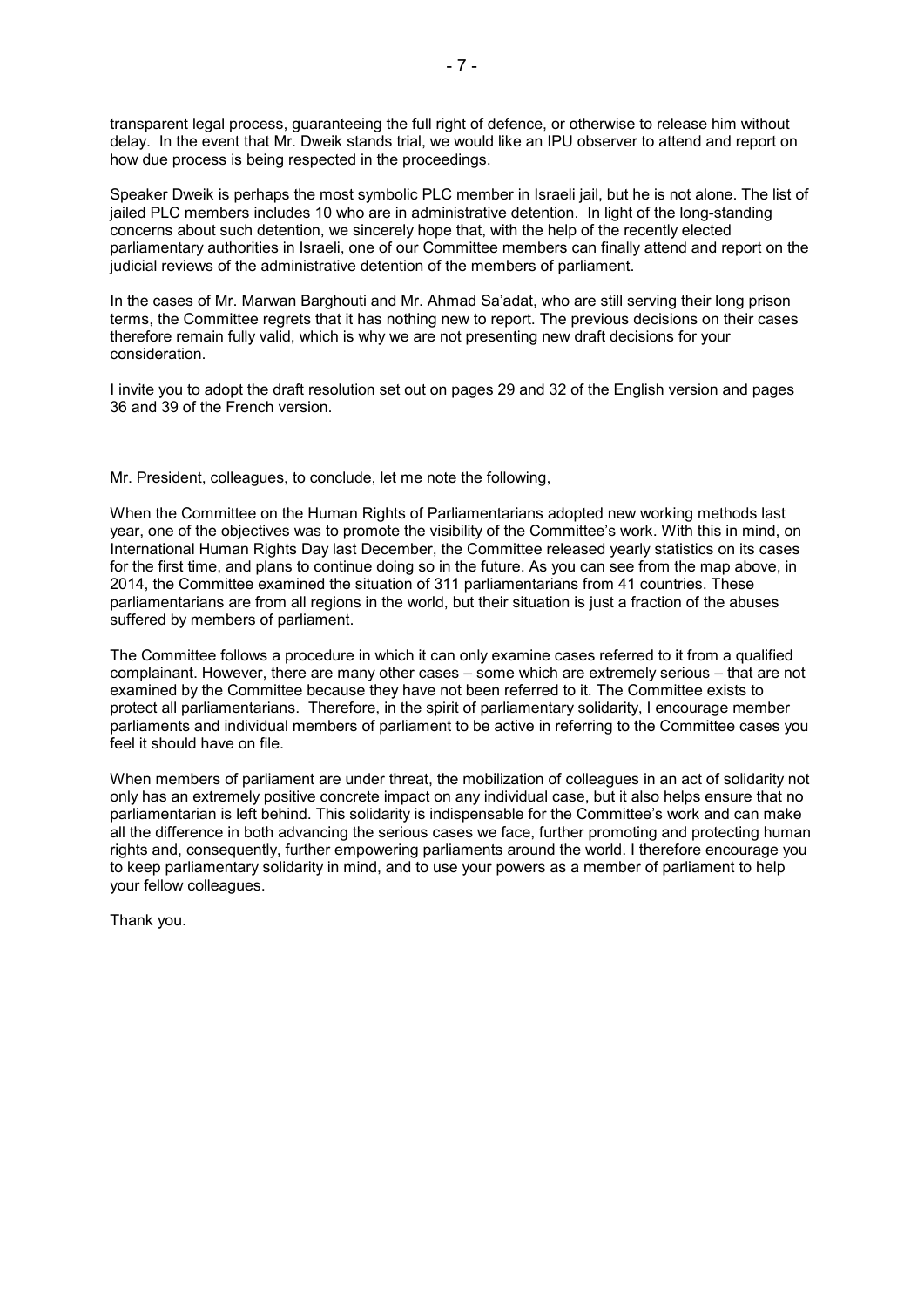transparent legal process, guaranteeing the full right of defence, or otherwise to release him without delay. In the event that Mr. Dweik stands trial, we would like an IPU observer to attend and report on how due process is being respected in the proceedings.

Speaker Dweik is perhaps the most symbolic PLC member in Israeli jail, but he is not alone. The list of jailed PLC members includes 10 who are in administrative detention. In light of the long-standing concerns about such detention, we sincerely hope that, with the help of the recently elected parliamentary authorities in Israeli, one of our Committee members can finally attend and report on the judicial reviews of the administrative detention of the members of parliament.

In the cases of Mr. Marwan Barghouti and Mr. Ahmad Sa'adat, who are still serving their long prison terms, the Committee regrets that it has nothing new to report. The previous decisions on their cases therefore remain fully valid, which is why we are not presenting new draft decisions for your consideration.

I invite you to adopt the draft resolution set out on pages 29 and 32 of the English version and pages 36 and 39 of the French version.

Mr. President, colleagues, to conclude, let me note the following,

When the Committee on the Human Rights of Parliamentarians adopted new working methods last year, one of the objectives was to promote the visibility of the Committee's work. With this in mind, on International Human Rights Day last December, the Committee released yearly statistics on its cases for the first time, and plans to continue doing so in the future. As you can see from the map above, in 2014, the Committee examined the situation of 311 parliamentarians from 41 countries. These parliamentarians are from all regions in the world, but their situation is just a fraction of the abuses suffered by members of parliament.

The Committee follows a procedure in which it can only examine cases referred to it from a qualified complainant. However, there are many other cases – some which are extremely serious – that are not examined by the Committee because they have not been referred to it. The Committee exists to protect all parliamentarians. Therefore, in the spirit of parliamentary solidarity, I encourage member parliaments and individual members of parliament to be active in referring to the Committee cases you feel it should have on file.

When members of parliament are under threat, the mobilization of colleagues in an act of solidarity not only has an extremely positive concrete impact on any individual case, but it also helps ensure that no parliamentarian is left behind. This solidarity is indispensable for the Committee's work and can make all the difference in both advancing the serious cases we face, further promoting and protecting human rights and, consequently, further empowering parliaments around the world. I therefore encourage you to keep parliamentary solidarity in mind, and to use your powers as a member of parliament to help your fellow colleagues.

Thank you.